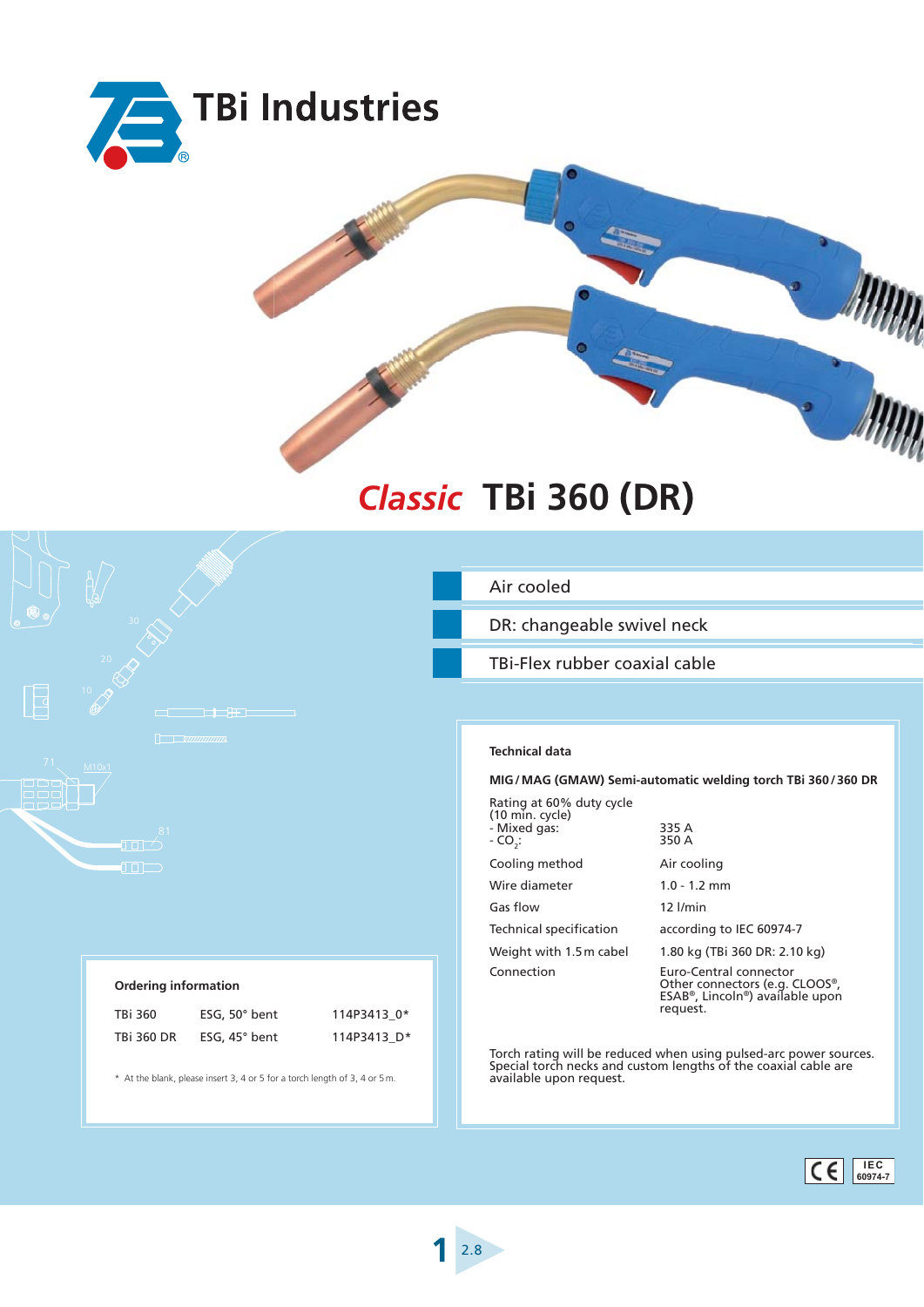# TBi Industries

# *Classic* TBi 360 (DR)

- Air cooled
- DR: changeable swivel neck
- TBi-Flex rubber coaxial cable

### Technical data

**MIG / MAG (GMAW) Semi-automatic welding torch TBi 360 / 360 DR**

| | |
|---|---|
| Rating at 60% duty cycle (10 min. cycle) - Mixed gas: - $CO_2$: | 335 A 350 A |
| Cooling method | Air cooling |
| Wire diameter | 1.0 - 1.2 mm |
| Gas flow | 12 l/min |
| Technical specification | according to IEC 60974-7 |
| Weight with 1.5 m cabel | 1.80 kg (TBi 360 DR: 2.10 kg) |
| Connection | Euro-Central connector Other connectors (e.g. CLOOS®, ESAB®, Lincoln®) available upon request. |

Torch rating will be reduced when using pulsed-arc power sources. Special torch necks and custom lengths of the coaxial cable are available upon request.

### Ordering information

| | | |
|---|---|---|
| TBi 360 | ESG, 50° bent | 114P3413_0* |
| TBi 360 DR | ESG, 45° bent | 114P3413_D* |

* At the blank, please insert 3, 4 or 5 for a torch length of 3, 4 or 5 m.

CE IEC 60974-7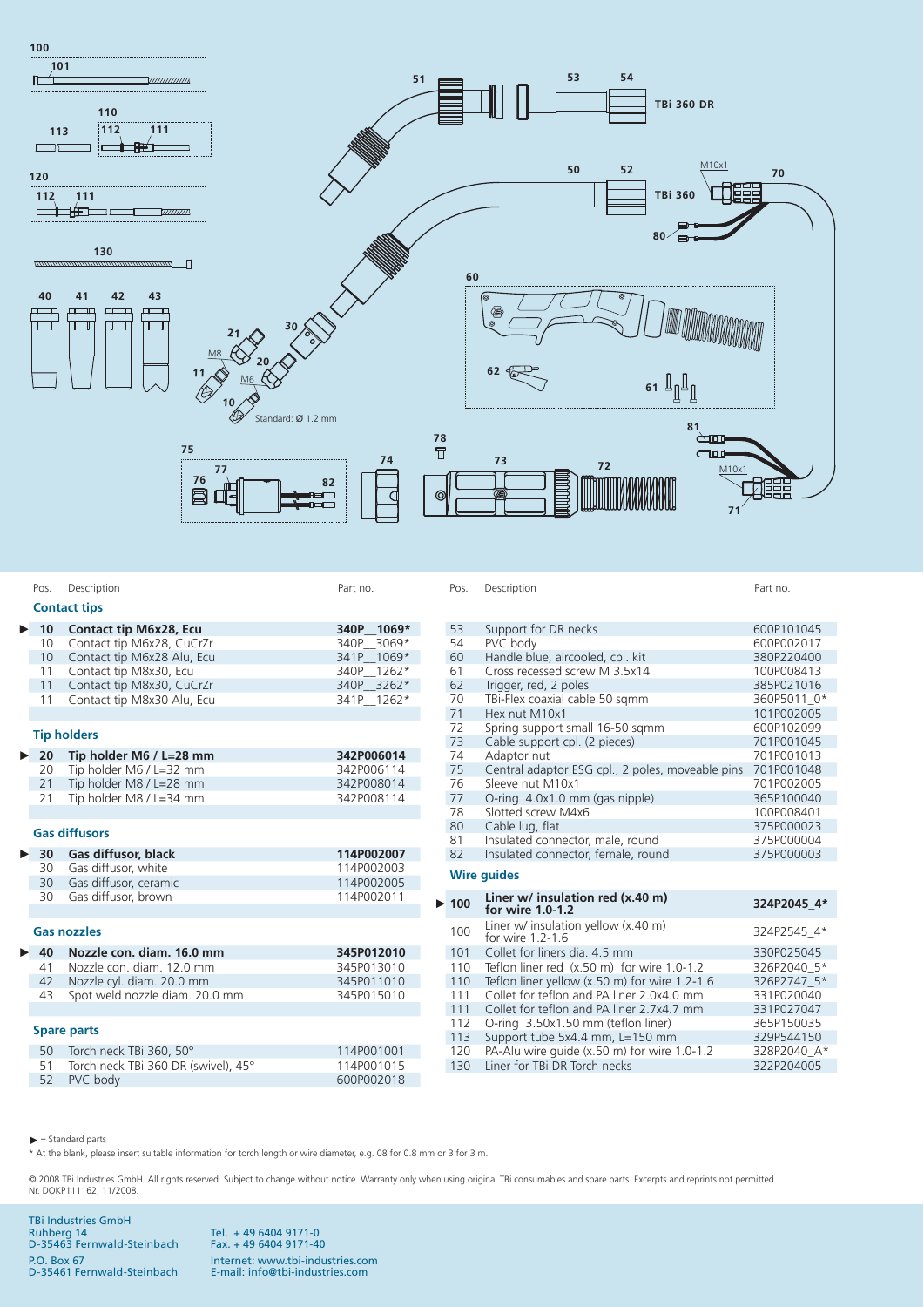100
101
110
113
112
111
120
112
111
130
40
41
42
43
51
53
54
TBi 360 DR
50
52
TBi 360
M10x1
70
80
60
21
30
M8
20
11
M6
10
Standard: Ø 1.2 mm
62
61
81
75
77
76
82
74
78
73
72
M10x1
71

| Pos. | Description | Part no. |
|---|---|---|
| | **Contact tips** | |
| ▶ **10** | **Contact tip M6x28, Ecu** | **340P__1069*** |
| 10 | Contact tip M6x28, CuCrZr | 340P__3069* |
| 10 | Contact tip M6x28 Alu, Ecu | 341P__1069* |
| 11 | Contact tip M8x30, Ecu | 340P__1262* |
| 11 | Contact tip M8x30, CuCrZr | 340P__3262* |
| 11 | Contact tip M8x30 Alu, Ecu | 341P__1262* |
| | **Tip holders** | |
| ▶ **20** | **Tip holder M6 / L=28 mm** | **342P006014** |
| 20 | Tip holder M6 / L=32 mm | 342P006114 |
| 21 | Tip holder M8 / L=28 mm | 342P008014 |
| 21 | Tip holder M8 / L=34 mm | 342P008114 |
| | **Gas diffusors** | |
| ▶ **30** | **Gas diffusor, black** | **114P002007** |
| 30 | Gas diffusor, white | 114P002003 |
| 30 | Gas diffusor, ceramic | 114P002005 |
| 30 | Gas diffusor, brown | 114P002011 |
| | **Gas nozzles** | |
| ▶ **40** | **Nozzle con. diam. 16.0 mm** | **345P012010** |
| 41 | Nozzle con. diam. 12.0 mm | 345P013010 |
| 42 | Nozzle cyl. diam. 20.0 mm | 345P011010 |
| 43 | Spot weld nozzle diam. 20.0 mm | 345P015010 |
| | **Spare parts** | |
| 50 | Torch neck TBi 360, 50° | 114P001001 |
| 51 | Torch neck TBi 360 DR (swivel), 45° | 114P001015 |
| 52 | PVC body | 600P002018 |

| Pos. | Description | Part no. |
|---|---|---|
| 53 | Support for DR necks | 600P101045 |
| 54 | PVC body | 600P002017 |
| 60 | Handle blue, aircooled, cpl. kit | 380P220400 |
| 61 | Cross recessed screw M 3.5x14 | 100P008413 |
| 62 | Trigger, red, 2 poles | 385P021016 |
| 70 | TBi-Flex coaxial cable 50 sqmm | 360P5011_0* |
| 71 | Hex nut M10x1 | 101P002005 |
| 72 | Spring support small 16-50 sqmm | 600P102099 |
| 73 | Cable support cpl. (2 pieces) | 701P001045 |
| 74 | Adaptor nut | 701P001013 |
| 75 | Central adaptor ESG cpl., 2 poles, moveable pins | 701P001048 |
| 76 | Sleeve nut M10x1 | 701P002005 |
| 77 | O-ring 4.0x1.0 mm (gas nipple) | 365P100040 |
| 78 | Slotted screw M4x6 | 100P008401 |
| 80 | Cable lug, flat | 375P000023 |
| 81 | Insulated connector, male, round | 375P000004 |
| 82 | Insulated connector, female, round | 375P000003 |
| | **Wire guides** | |
| ▶ **100** | **Liner w/ insulation red (x.40 m) for wire 1.0-1.2** | **324P2045_4*** |
| 100 | Liner w/ insulation yellow (x.40 m) for wire 1.2-1.6 | 324P2545_4* |
| 101 | Collet for liners dia. 4.5 mm | 330P025045 |
| 110 | Teflon liner red (x.50 m) for wire 1.0-1.2 | 326P2040_5* |
| 110 | Teflon liner yellow (x.50 m) for wire 1.2-1.6 | 326P2747_5* |
| 111 | Collet for teflon and PA liner 2.0x4.0 mm | 331P020040 |
| 111 | Collet for teflon and PA liner 2.7x4.7 mm | 331P027047 |
| 112 | O-ring 3.50x1.50 mm (teflon liner) | 365P150035 |
| 113 | Support tube 5x4.4 mm, L=150 mm | 329P544150 |
| 120 | PA-Alu wire guide (x.50 m) for wire 1.0-1.2 | 328P2040_A* |
| 130 | Liner for TBi DR Torch necks | 322P204005 |

▶ = Standard parts

* At the blank, please insert suitable information for torch length or wire diameter, e.g. 08 for 0.8 mm or 3 for 3 m.

© 2008 TBi Industries GmbH. All rights reserved. Subject to change without notice. Warranty only when using original TBi consumables and spare parts. Excerpts and reprints not permitted.
Nr. DOKP111162, 11/2008.

TBi Industries GmbH
Ruhberg 14
D-35463 Fernwald-Steinbach
P.O. Box 67
D-35461 Fernwald-Steinbach

Tel. + 49 6404 9171-0
Fax. + 49 6404 9171-40
Internet: www.tbi-industries.com
E-mail: info@tbi-industries.com